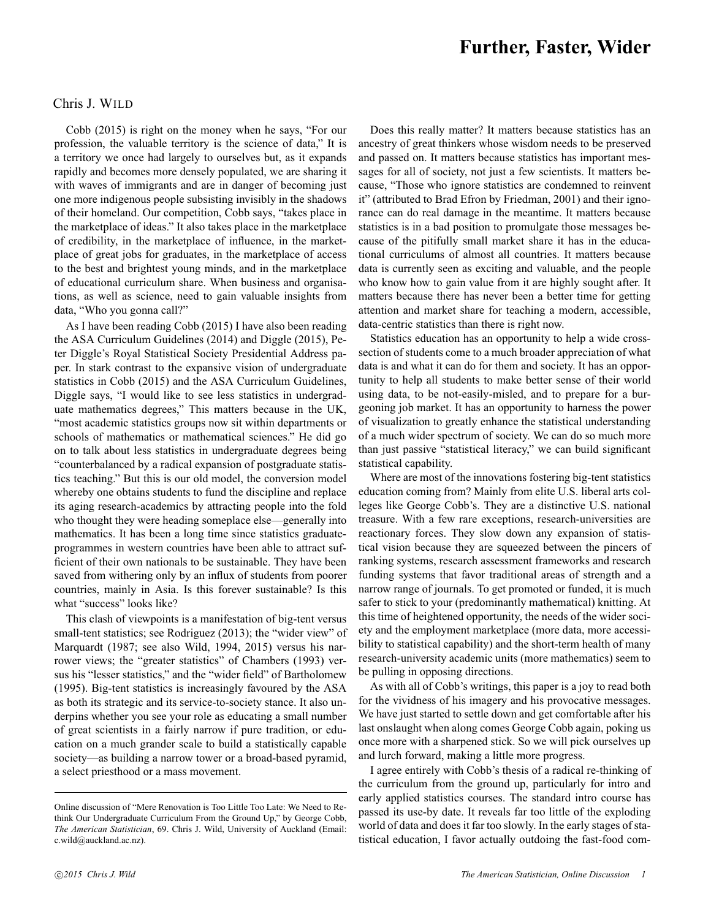# Further, Faster, Wider

Chris J. WILD

Cobb (2015) is right on the money when he says, "For our profession, the valuable territory is the science of data," It is a territory we once had largely to ourselves but, as it expands rapidly and becomes more densely populated, we are sharing it with waves of immigrants and are in danger of becoming just one more indigenous people subsisting invisibly in the shadows of their homeland. Our competition, Cobb says, "takes place in the marketplace of ideas." It also takes place in the marketplace of credibility, in the marketplace of influence, in the marketplace of great jobs for graduates, in the marketplace of access to the best and brightest young minds, and in the marketplace of educational curriculum share. When business and organisations, as well as science, need to gain valuable insights from data, "Who you gonna call?"

As I have been reading Cobb (2015) I have also been reading the ASA Curriculum Guidelines (2014) and Diggle (2015), Peter Diggle's Royal Statistical Society Presidential Address paper. In stark contrast to the expansive vision of undergraduate statistics in Cobb (2015) and the ASA Curriculum Guidelines, Diggle says, "I would like to see less statistics in undergraduate mathematics degrees," This matters because in the UK, "most academic statistics groups now sit within departments or schools of mathematics or mathematical sciences." He did go on to talk about less statistics in undergraduate degrees being "counterbalanced by a radical expansion of postgraduate statistics teaching." But this is our old model, the conversion model whereby one obtains students to fund the discipline and replace its aging research-academics by attracting people into the fold who thought they were heading someplace else—generally into mathematics. It has been a long time since statistics graduate-programmes in western countries have been able to attract sufficient of their own nationals to be sustainable. They have been saved from withering only by an influx of students from poorer countries, mainly in Asia. Is this forever sustainable? Is this what "success" looks like?

This clash of viewpoints is a manifestation of big-tent versus small-tent statistics; see Rodriguez (2013); the "wider view" of Marquardt (1987; see also Wild, 1994, 2015) versus his narrower views; the "greater statistics" of Chambers (1993) versus his "lesser statistics," and the "wider field" of Bartholomew (1995). Big-tent statistics is increasingly favoured by the ASA as both its strategic and its service-to-society stance. It also underpins whether you see your role as educating a small number of great scientists in a fairly narrow if pure tradition, or education on a much grander scale to build a statistically capable society—as building a narrow tower or a broad-based pyramid, a select priesthood or a mass movement.

Does this really matter? It matters because statistics has an ancestry of great thinkers whose wisdom needs to be preserved and passed on. It matters because statistics has important messages for all of society, not just a few scientists. It matters because, "Those who ignore statistics are condemned to reinvent it" (attributed to Brad Efron by Friedman, 2001) and their ignorance can do real damage in the meantime. It matters because statistics is in a bad position to promulgate those messages because of the pitifully small market share it has in the educational curriculums of almost all countries. It matters because data is currently seen as exciting and valuable, and the people who know how to gain value from it are highly sought after. It matters because there has never been a better time for getting attention and market share for teaching a modern, accessible, data-centric statistics than there is right now.

Statistics education has an opportunity to help a wide cross-section of students come to a much broader appreciation of what data is and what it can do for them and society. It has an opportunity to help all students to make better sense of their world using data, to be not-easily-misled, and to prepare for a burgeoning job market. It has an opportunity to harness the power of visualization to greatly enhance the statistical understanding of a much wider spectrum of society. We can do so much more than just passive "statistical literacy," we can build significant statistical capability.

Where are most of the innovations fostering big-tent statistics education coming from? Mainly from elite U.S. liberal arts colleges like George Cobb's. They are a distinctive U.S. national treasure. With a few rare exceptions, research-universities are reactionary forces. They slow down any expansion of statistical vision because they are squeezed between the pincers of ranking systems, research assessment frameworks and research funding systems that favor traditional areas of strength and a narrow range of journals. To get promoted or funded, it is much safer to stick to your (predominantly mathematical) knitting. At this time of heightened opportunity, the needs of the wider society and the employment marketplace (more data, more accessibility to statistical capability) and the short-term health of many research-university academic units (more mathematics) seem to be pulling in opposing directions.

As with all of Cobb's writings, this paper is a joy to read both for the vividness of his imagery and his provocative messages. We have just started to settle down and get comfortable after his last onslaught when along comes George Cobb again, poking us once more with a sharpened stick. So we will pick ourselves up and lurch forward, making a little more progress.

I agree entirely with Cobb's thesis of a radical re-thinking of the curriculum from the ground up, particularly for intro and early applied statistics courses. The standard intro course has passed its use-by date. It reveals far too little of the exploding world of data and does it far too slowly. In the early stages of statistical education, I favor actually outdoing the fast-food com-

---

Online discussion of "Mere Renovation is Too Little Too Late: We Need to Rethink Our Undergraduate Curriculum From the Ground Up," by George Cobb, *The American Statistician*, 69. Chris J. Wild, University of Auckland (Email: c.wild@auckland.ac.nz).

©2015 Chris J. Wild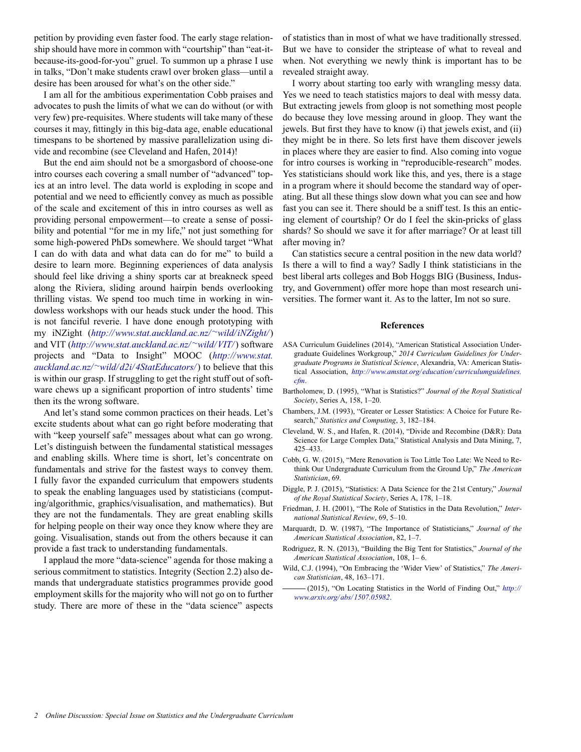petition by providing even faster food. The early stage relationship should have more in common with "courtship" than "eat-it-because-its-good-for-you" gruel. To summon up a phrase I use in talks, "Don't make students crawl over broken glass—until a desire has been aroused for what's on the other side."

I am all for the ambitious experimentation Cobb praises and advocates to push the limits of what we can do without (or with very few) pre-requisites. Where students will take many of these courses it may, fittingly in this big-data age, enable educational timespans to be shortened by massive parallelization using divide and recombine (see Cleveland and Hafen, 2014)!

But the end aim should not be a smorgasbord of choose-one intro courses each covering a small number of "advanced" topics at an intro level. The data world is exploding in scope and potential and we need to efficiently convey as much as possible of the scale and excitement of this in intro courses as well as providing personal empowerment—to create a sense of possibility and potential "for me in my life," not just something for some high-powered PhDs somewhere. We should target "What I can do with data and what data can do for me" to build a desire to learn more. Beginning experiences of data analysis should feel like driving a shiny sports car at breakneck speed along the Riviera, sliding around hairpin bends overlooking thrilling vistas. We spend too much time in working in windowless workshops with our heads stuck under the hood. This is not fanciful reverie. I have done enough prototyping with my iNZight (*http://www.stat.auckland.ac.nz/~wild/iNZight/*) and VIT (*http://www.stat.auckland.ac.nz/~wild/VIT/*) software projects and "Data to Insight" MOOC (*http://www.stat.auckland.ac.nz/~wild/d2i/4StatEducators/*) to believe that this is within our grasp. If struggling to get the right stuff out of software chews up a significant proportion of intro students' time then its the wrong software.

And let's stand some common practices on their heads. Let's excite students about what can go right before moderating that with "keep yourself safe" messages about what can go wrong. Let's distinguish between the fundamental statistical messages and enabling skills. Where time is short, let's concentrate on fundamentals and strive for the fastest ways to convey them. I fully favor the expanded curriculum that empowers students to speak the enabling languages used by statisticians (computing/algorithmic, graphics/visualisation, and mathematics). But they are not the fundamentals. They are great enabling skills for helping people on their way once they know where they are going. Visualisation, stands out from the others because it can provide a fast track to understanding fundamentals.

I applaud the more "data-science" agenda for those making a serious commitment to statistics. Integrity (Section 2.2) also demands that undergraduate statistics programmes provide good employment skills for the majority who will not go on to further study. There are more of these in the "data science" aspects of statistics than in most of what we have traditionally stressed. But we have to consider the striptease of what to reveal and when. Not everything we newly think is important has to be revealed straight away.

I worry about starting too early with wrangling messy data. Yes we need to teach statistics majors to deal with messy data. But extracting jewels from gloop is not something most people do because they love messing around in gloop. They want the jewels. But first they have to know (i) that jewels exist, and (ii) they might be in there. So lets first have them discover jewels in places where they are easier to find. Also coming into vogue for intro courses is working in "reproducible-research" modes. Yes statisticians should work like this, and yes, there is a stage in a program where it should become the standard way of operating. But all these things slow down what you can see and how fast you can see it. There should be a sniff test. Is this an enticing element of courtship? Or do I feel the skin-pricks of glass shards? So should we save it for after marriage? Or at least till after moving in?

Can statistics secure a central position in the new data world? Is there a will to find a way? Sadly I think statisticians in the best liberal arts colleges and Bob Hoggs BIG (Business, Industry, and Government) offer more hope than most research universities. The former want it. As to the latter, Im not so sure.

## References

ASA Curriculum Guidelines (2014), "American Statistical Association Undergraduate Guidelines Workgroup," *2014 Curriculum Guidelines for Undergraduate Programs in Statistical Science*, Alexandria, VA: American Statistical Association, *http://www.amstat.org/education/curriculumguidelines.cfm*.

Bartholomew, D. (1995), "What is Statistics?" *Journal of the Royal Statistical Society*, Series A, 158, 1–20.

Chambers, J.M. (1993), "Greater or Lesser Statistics: A Choice for Future Research," *Statistics and Computing*, 3, 182–184.

Cleveland, W. S., and Hafen, R. (2014), "Divide and Recombine (D&R): Data Science for Large Complex Data," Statistical Analysis and Data Mining, 7, 425–433.

Cobb, G. W. (2015), "Mere Renovation is Too Little Too Late: We Need to Rethink Our Undergraduate Curriculum from the Ground Up," *The American Statistician*, 69.

Diggle, P. J. (2015), "Statistics: A Data Science for the 21st Century," *Journal of the Royal Statistical Society*, Series A, 178, 1–18.

Friedman, J. H. (2001), "The Role of Statistics in the Data Revolution," *International Statistical Review*, 69, 5–10.

Marquardt, D. W. (1987), "The Importance of Statisticians," *Journal of the American Statistical Association*, 82, 1–7.

Rodriguez, R. N. (2013), "Building the Big Tent for Statistics," *Journal of the American Statistical Association*, 108, 1– 6.

Wild, C.J. (1994), "On Embracing the 'Wider View' of Statistics," *The American Statistician*, 48, 163–171.

——— (2015), "On Locating Statistics in the World of Finding Out," *http://www.arxiv.org/abs/1507.05982*.